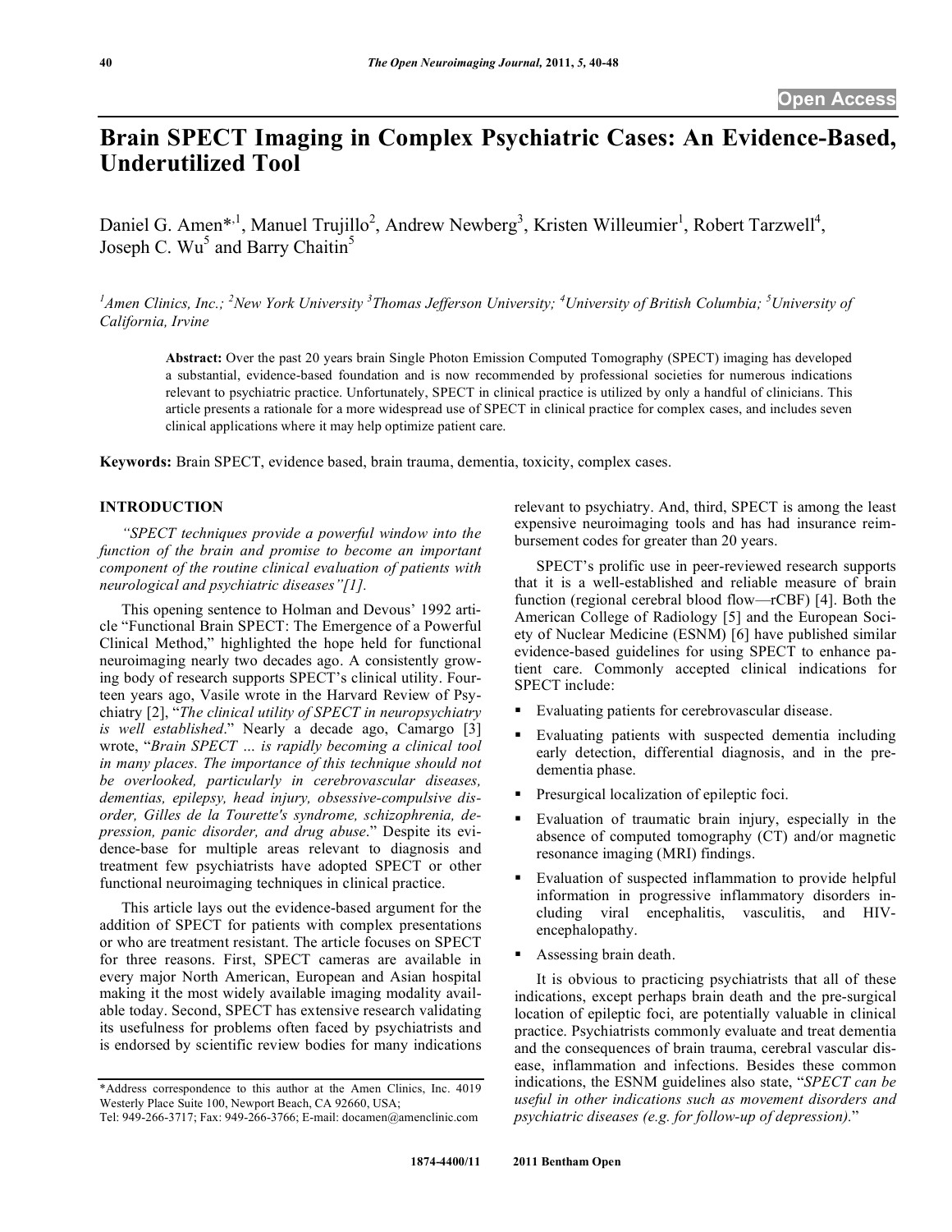Open Access

# Brain SPECT Imaging in Complex Psychiatric Cases: An Evidence-Based, Underutilized Tool

Daniel G. Amen*[,1], Manuel Trujillo[2], Andrew Newberg[3], Kristen Willeumier[1], Robert Tarzwell[4], Joseph C. Wu[5] and Barry Chaitin[5]

[1]*Amen Clinics, Inc.;* [2]*New York University* [3]*Thomas Jefferson University;* [4]*University of British Columbia;* [5]*University of California, Irvine*

**Abstract:** Over the past 20 years brain Single Photon Emission Computed Tomography (SPECT) imaging has developed a substantial, evidence-based foundation and is now recommended by professional societies for numerous indications relevant to psychiatric practice. Unfortunately, SPECT in clinical practice is utilized by only a handful of clinicians. This article presents a rationale for a more widespread use of SPECT in clinical practice for complex cases, and includes seven clinical applications where it may help optimize patient care.

**Keywords:** Brain SPECT, evidence based, brain trauma, dementia, toxicity, complex cases.

## INTRODUCTION

*"SPECT techniques provide a powerful window into the function of the brain and promise to become an important component of the routine clinical evaluation of patients with neurological and psychiatric diseases"[1].*

This opening sentence to Holman and Devous' 1992 article "Functional Brain SPECT: The Emergence of a Powerful Clinical Method," highlighted the hope held for functional neuroimaging nearly two decades ago. A consistently growing body of research supports SPECT's clinical utility. Fourteen years ago, Vasile wrote in the Harvard Review of Psychiatry [2], "*The clinical utility of SPECT in neuropsychiatry is well established*." Nearly a decade ago, Camargo [3] wrote, "*Brain SPECT … is rapidly becoming a clinical tool in many places. The importance of this technique should not be overlooked, particularly in cerebrovascular diseases, dementias, epilepsy, head injury, obsessive-compulsive disorder, Gilles de la Tourette's syndrome, schizophrenia, depression, panic disorder, and drug abuse*." Despite its evidence-base for multiple areas relevant to diagnosis and treatment few psychiatrists have adopted SPECT or other functional neuroimaging techniques in clinical practice.

This article lays out the evidence-based argument for the addition of SPECT for patients with complex presentations or who are treatment resistant. The article focuses on SPECT for three reasons. First, SPECT cameras are available in every major North American, European and Asian hospital making it the most widely available imaging modality available today. Second, SPECT has extensive research validating its usefulness for problems often faced by psychiatrists and is endorsed by scientific review bodies for many indications relevant to psychiatry. And, third, SPECT is among the least expensive neuroimaging tools and has had insurance reimbursement codes for greater than 20 years.

SPECT's prolific use in peer-reviewed research supports that it is a well-established and reliable measure of brain function (regional cerebral blood flow—rCBF) [4]. Both the American College of Radiology [5] and the European Society of Nuclear Medicine (ESNM) [6] have published similar evidence-based guidelines for using SPECT to enhance patient care. Commonly accepted clinical indications for SPECT include:

- Evaluating patients for cerebrovascular disease.
- Evaluating patients with suspected dementia including early detection, differential diagnosis, and in the pre-dementia phase.
- Presurgical localization of epileptic foci.
- Evaluation of traumatic brain injury, especially in the absence of computed tomography (CT) and/or magnetic resonance imaging (MRI) findings.
- Evaluation of suspected inflammation to provide helpful information in progressive inflammatory disorders including viral encephalitis, vasculitis, and HIV-encephalopathy.
- Assessing brain death.

It is obvious to practicing psychiatrists that all of these indications, except perhaps brain death and the pre-surgical location of epileptic foci, are potentially valuable in clinical practice. Psychiatrists commonly evaluate and treat dementia and the consequences of brain trauma, cerebral vascular disease, inflammation and infections. Besides these common indications, the ESNM guidelines also state, "*SPECT can be useful in other indications such as movement disorders and psychiatric diseases (e.g. for follow-up of depression).*"

*Address correspondence to this author at the Amen Clinics, Inc. 4019 Westerly Place Suite 100, Newport Beach, CA 92660, USA;
Tel: 949-266-3717; Fax: 949-266-3766; E-mail: docamen@amenclinic.com

1874-4400/11 2011 Bentham Open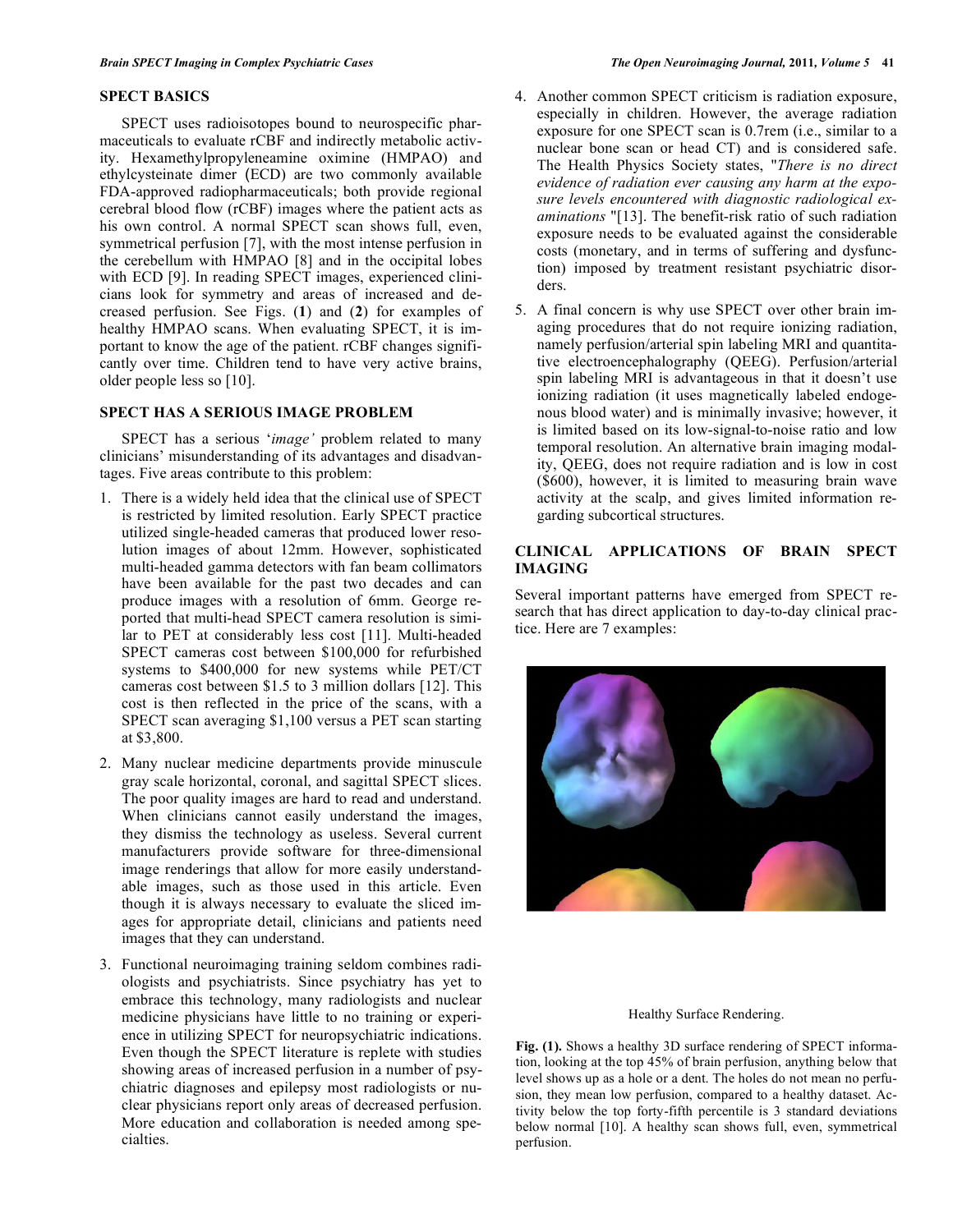## SPECT BASICS

SPECT uses radioisotopes bound to neurospecific pharmaceuticals to evaluate rCBF and indirectly metabolic activity. Hexamethylpropyleneamine oximine (HMPAO) and ethylcysteinate dimer (ECD) are two commonly available FDA-approved radiopharmaceuticals; both provide regional cerebral blood flow (rCBF) images where the patient acts as his own control. A normal SPECT scan shows full, even, symmetrical perfusion [7], with the most intense perfusion in the cerebellum with HMPAO [8] and in the occipital lobes with ECD [9]. In reading SPECT images, experienced clinicians look for symmetry and areas of increased and decreased perfusion. See Figs. (**1**) and (**2**) for examples of healthy HMPAO scans. When evaluating SPECT, it is important to know the age of the patient. rCBF changes significantly over time. Children tend to have very active brains, older people less so [10].

## SPECT HAS A SERIOUS IMAGE PROBLEM

SPECT has a serious '*image'* problem related to many clinicians' misunderstanding of its advantages and disadvantages. Five areas contribute to this problem:

1. There is a widely held idea that the clinical use of SPECT is restricted by limited resolution. Early SPECT practice utilized single-headed cameras that produced lower resolution images of about 12mm. However, sophisticated multi-headed gamma detectors with fan beam collimators have been available for the past two decades and can produce images with a resolution of 6mm. George reported that multi-head SPECT camera resolution is similar to PET at considerably less cost [11]. Multi-headed SPECT cameras cost between $100,000 for refurbished systems to $400,000 for new systems while PET/CT cameras cost between $1.5 to 3 million dollars [12]. This cost is then reflected in the price of the scans, with a SPECT scan averaging $1,100 versus a PET scan starting at $3,800.
2. Many nuclear medicine departments provide minuscule gray scale horizontal, coronal, and sagittal SPECT slices. The poor quality images are hard to read and understand. When clinicians cannot easily understand the images, they dismiss the technology as useless. Several current manufacturers provide software for three-dimensional image renderings that allow for more easily understandable images, such as those used in this article. Even though it is always necessary to evaluate the sliced images for appropriate detail, clinicians and patients need images that they can understand.
3. Functional neuroimaging training seldom combines radiologists and psychiatrists. Since psychiatry has yet to embrace this technology, many radiologists and nuclear medicine physicians have little to no training or experience in utilizing SPECT for neuropsychiatric indications. Even though the SPECT literature is replete with studies showing areas of increased perfusion in a number of psychiatric diagnoses and epilepsy most radiologists or nuclear physicians report only areas of decreased perfusion. More education and collaboration is needed among specialties.
4. Another common SPECT criticism is radiation exposure, especially in children. However, the average radiation exposure for one SPECT scan is 0.7rem (i.e., similar to a nuclear bone scan or head CT) and is considered safe. The Health Physics Society states, "*There is no direct evidence of radiation ever causing any harm at the exposure levels encountered with diagnostic radiological examinations* "[13]. The benefit-risk ratio of such radiation exposure needs to be evaluated against the considerable costs (monetary, and in terms of suffering and dysfunction) imposed by treatment resistant psychiatric disorders.
5. A final concern is why use SPECT over other brain imaging procedures that do not require ionizing radiation, namely perfusion/arterial spin labeling MRI and quantitative electroencephalography (QEEG). Perfusion/arterial spin labeling MRI is advantageous in that it doesn't use ionizing radiation (it uses magnetically labeled endogenous blood water) and is minimally invasive; however, it is limited based on its low-signal-to-noise ratio and low temporal resolution. An alternative brain imaging modality, QEEG, does not require radiation and is low in cost ($600), however, it is limited to measuring brain wave activity at the scalp, and gives limited information regarding subcortical structures.

## CLINICAL APPLICATIONS OF BRAIN SPECT IMAGING

Several important patterns have emerged from SPECT research that has direct application to day-to-day clinical practice. Here are 7 examples:

Healthy Surface Rendering.

**Fig. (1).** Shows a healthy 3D surface rendering of SPECT information, looking at the top 45% of brain perfusion, anything below that level shows up as a hole or a dent. The holes do not mean no perfusion, they mean low perfusion, compared to a healthy dataset. Activity below the top forty-fifth percentile is 3 standard deviations below normal [10]. A healthy scan shows full, even, symmetrical perfusion.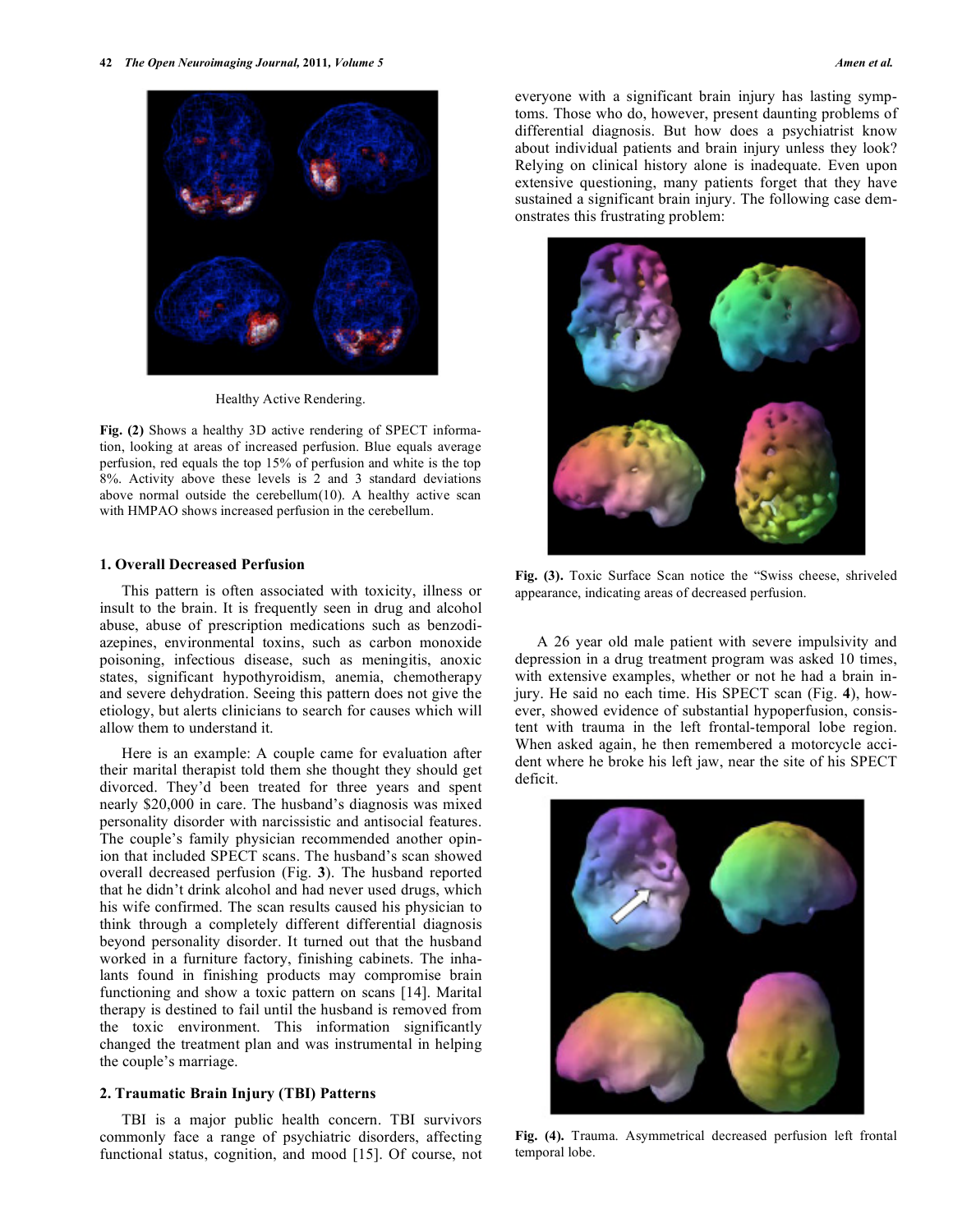Healthy Active Rendering.

**Fig. (2)** Shows a healthy 3D active rendering of SPECT information, looking at areas of increased perfusion. Blue equals average perfusion, red equals the top 15% of perfusion and white is the top 8%. Activity above these levels is 2 and 3 standard deviations above normal outside the cerebellum(10). A healthy active scan with HMPAO shows increased perfusion in the cerebellum.

### 1. Overall Decreased Perfusion

This pattern is often associated with toxicity, illness or insult to the brain. It is frequently seen in drug and alcohol abuse, abuse of prescription medications such as benzodiazepines, environmental toxins, such as carbon monoxide poisoning, infectious disease, such as meningitis, anoxic states, significant hypothyroidism, anemia, chemotherapy and severe dehydration. Seeing this pattern does not give the etiology, but alerts clinicians to search for causes which will allow them to understand it.

Here is an example: A couple came for evaluation after their marital therapist told them she thought they should get divorced. They'd been treated for three years and spent nearly $20,000 in care. The husband's diagnosis was mixed personality disorder with narcissistic and antisocial features. The couple's family physician recommended another opinion that included SPECT scans. The husband's scan showed overall decreased perfusion (Fig. **3**). The husband reported that he didn't drink alcohol and had never used drugs, which his wife confirmed. The scan results caused his physician to think through a completely different differential diagnosis beyond personality disorder. It turned out that the husband worked in a furniture factory, finishing cabinets. The inhalants found in finishing products may compromise brain functioning and show a toxic pattern on scans [14]. Marital therapy is destined to fail until the husband is removed from the toxic environment. This information significantly changed the treatment plan and was instrumental in helping the couple's marriage.

### 2. Traumatic Brain Injury (TBI) Patterns

TBI is a major public health concern. TBI survivors commonly face a range of psychiatric disorders, affecting functional status, cognition, and mood [15]. Of course, not everyone with a significant brain injury has lasting symptoms. Those who do, however, present daunting problems of differential diagnosis. But how does a psychiatrist know about individual patients and brain injury unless they look? Relying on clinical history alone is inadequate. Even upon extensive questioning, many patients forget that they have sustained a significant brain injury. The following case demonstrates this frustrating problem:

**Fig. (3).** Toxic Surface Scan notice the "Swiss cheese, shriveled appearance, indicating areas of decreased perfusion.

A 26 year old male patient with severe impulsivity and depression in a drug treatment program was asked 10 times, with extensive examples, whether or not he had a brain injury. He said no each time. His SPECT scan (Fig. **4**), however, showed evidence of substantial hypoperfusion, consistent with trauma in the left frontal-temporal lobe region. When asked again, he then remembered a motorcycle accident where he broke his left jaw, near the site of his SPECT deficit.

**Fig. (4).** Trauma. Asymmetrical decreased perfusion left frontal temporal lobe.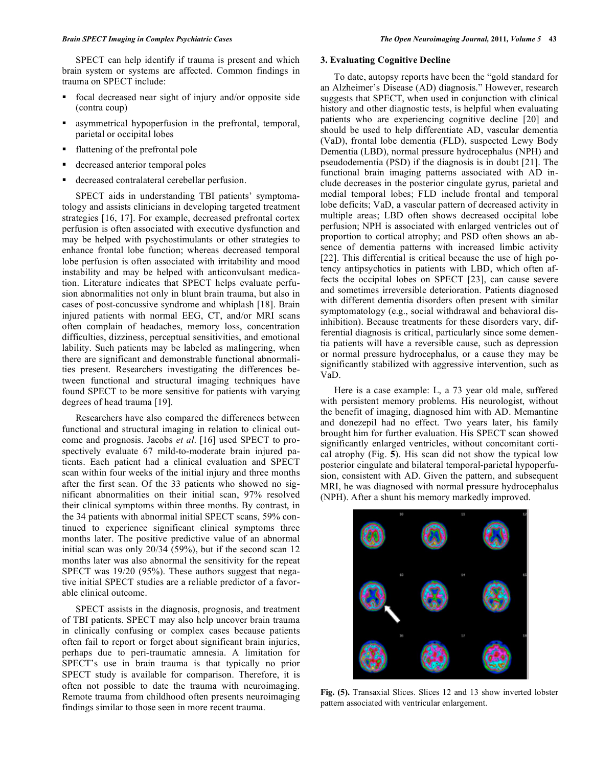SPECT can help identify if trauma is present and which brain system or systems are affected. Common findings in trauma on SPECT include:

- focal decreased near sight of injury and/or opposite side (contra coup)
- asymmetrical hypoperfusion in the prefrontal, temporal, parietal or occipital lobes
- flattening of the prefrontal pole
- decreased anterior temporal poles
- decreased contralateral cerebellar perfusion.

SPECT aids in understanding TBI patients' symptomatology and assists clinicians in developing targeted treatment strategies [16, 17]. For example, decreased prefrontal cortex perfusion is often associated with executive dysfunction and may be helped with psychostimulants or other strategies to enhance frontal lobe function; whereas decreased temporal lobe perfusion is often associated with irritability and mood instability and may be helped with anticonvulsant medication. Literature indicates that SPECT helps evaluate perfusion abnormalities not only in blunt brain trauma, but also in cases of post-concussive syndrome and whiplash [18]. Brain injured patients with normal EEG, CT, and/or MRI scans often complain of headaches, memory loss, concentration difficulties, dizziness, perceptual sensitivities, and emotional lability. Such patients may be labeled as malingering, when there are significant and demonstrable functional abnormalities present. Researchers investigating the differences between functional and structural imaging techniques have found SPECT to be more sensitive for patients with varying degrees of head trauma [19].

Researchers have also compared the differences between functional and structural imaging in relation to clinical outcome and prognosis. Jacobs *et al.* [16] used SPECT to prospectively evaluate 67 mild-to-moderate brain injured patients. Each patient had a clinical evaluation and SPECT scan within four weeks of the initial injury and three months after the first scan. Of the 33 patients who showed no significant abnormalities on their initial scan, 97% resolved their clinical symptoms within three months. By contrast, in the 34 patients with abnormal initial SPECT scans, 59% continued to experience significant clinical symptoms three months later. The positive predictive value of an abnormal initial scan was only 20/34 (59%), but if the second scan 12 months later was also abnormal the sensitivity for the repeat SPECT was 19/20 (95%). These authors suggest that negative initial SPECT studies are a reliable predictor of a favorable clinical outcome.

SPECT assists in the diagnosis, prognosis, and treatment of TBI patients. SPECT may also help uncover brain trauma in clinically confusing or complex cases because patients often fail to report or forget about significant brain injuries, perhaps due to peri-traumatic amnesia. A limitation for SPECT's use in brain trauma is that typically no prior SPECT study is available for comparison. Therefore, it is often not possible to date the trauma with neuroimaging. Remote trauma from childhood often presents neuroimaging findings similar to those seen in more recent trauma.

### 3. Evaluating Cognitive Decline

To date, autopsy reports have been the "gold standard for an Alzheimer's Disease (AD) diagnosis." However, research suggests that SPECT, when used in conjunction with clinical history and other diagnostic tests, is helpful when evaluating patients who are experiencing cognitive decline [20] and should be used to help differentiate AD, vascular dementia (VaD), frontal lobe dementia (FLD), suspected Lewy Body Dementia (LBD), normal pressure hydrocephalus (NPH) and pseudodementia (PSD) if the diagnosis is in doubt [21]. The functional brain imaging patterns associated with AD include decreases in the posterior cingulate gyrus, parietal and medial temporal lobes; FLD include frontal and temporal lobe deficits; VaD, a vascular pattern of decreased activity in multiple areas; LBD often shows decreased occipital lobe perfusion; NPH is associated with enlarged ventricles out of proportion to cortical atrophy; and PSD often shows an absence of dementia patterns with increased limbic activity [22]. This differential is critical because the use of high potency antipsychotics in patients with LBD, which often affects the occipital lobes on SPECT [23], can cause severe and sometimes irreversible deterioration. Patients diagnosed with different dementia disorders often present with similar symptomatology (e.g., social withdrawal and behavioral disinhibition). Because treatments for these disorders vary, differential diagnosis is critical, particularly since some dementia patients will have a reversible cause, such as depression or normal pressure hydrocephalus, or a cause they may be significantly stabilized with aggressive intervention, such as VaD.

Here is a case example: L, a 73 year old male, suffered with persistent memory problems. His neurologist, without the benefit of imaging, diagnosed him with AD. Memantine and donezepil had no effect. Two years later, his family brought him for further evaluation. His SPECT scan showed significantly enlarged ventricles, without concomitant cortical atrophy (Fig. **5**). His scan did not show the typical low posterior cingulate and bilateral temporal-parietal hypoperfusion, consistent with AD. Given the pattern, and subsequent MRI, he was diagnosed with normal pressure hydrocephalus (NPH). After a shunt his memory markedly improved.

**Fig. (5).** Transaxial Slices. Slices 12 and 13 show inverted lobster pattern associated with ventricular enlargement.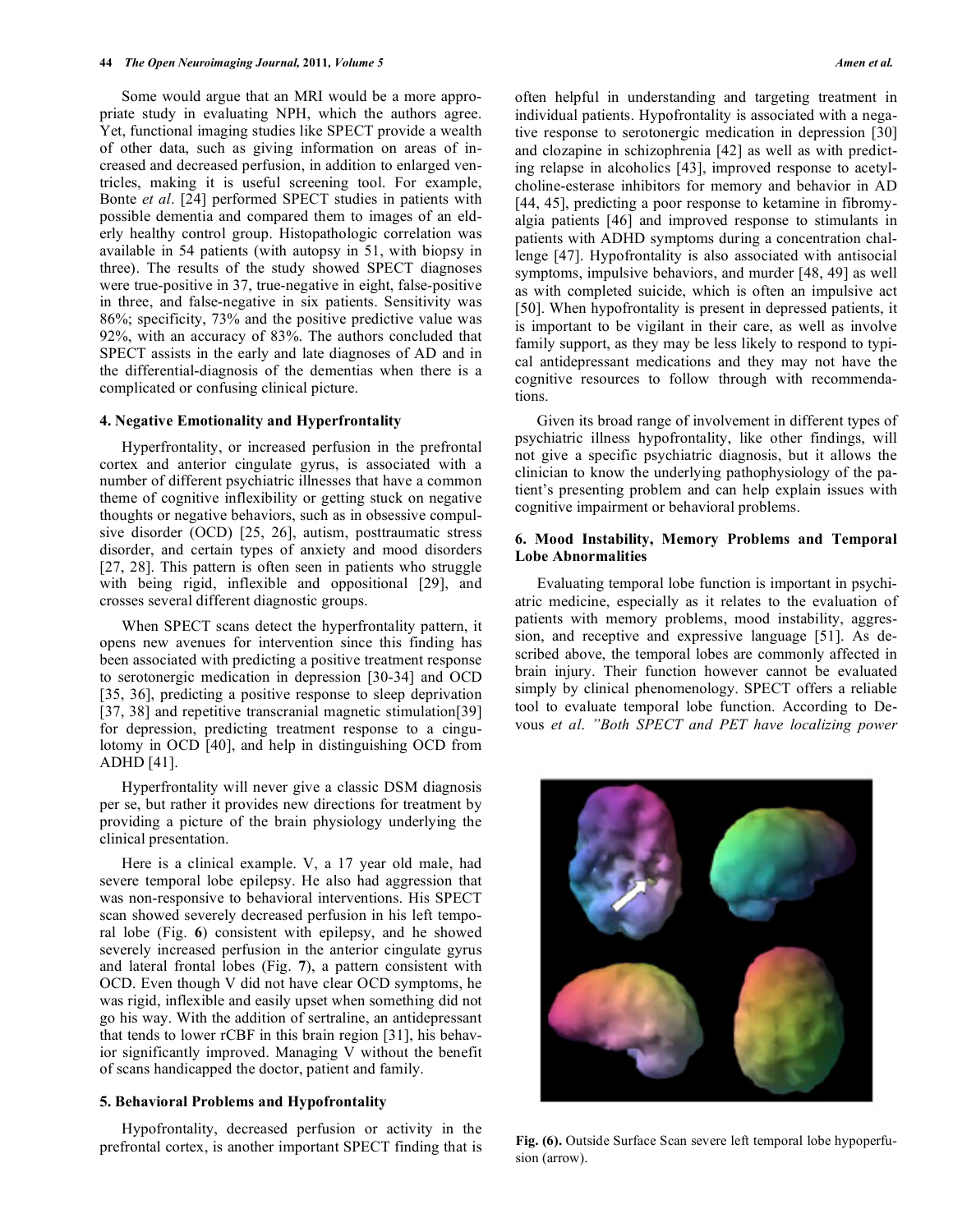Some would argue that an MRI would be a more appropriate study in evaluating NPH, which the authors agree. Yet, functional imaging studies like SPECT provide a wealth of other data, such as giving information on areas of increased and decreased perfusion, in addition to enlarged ventricles, making it is useful screening tool. For example, Bonte *et al*. [24] performed SPECT studies in patients with possible dementia and compared them to images of an elderly healthy control group. Histopathologic correlation was available in 54 patients (with autopsy in 51, with biopsy in three). The results of the study showed SPECT diagnoses were true-positive in 37, true-negative in eight, false-positive in three, and false-negative in six patients. Sensitivity was 86%; specificity, 73% and the positive predictive value was 92%, with an accuracy of 83%. The authors concluded that SPECT assists in the early and late diagnoses of AD and in the differential-diagnosis of the dementias when there is a complicated or confusing clinical picture.

### 4. Negative Emotionality and Hyperfrontality

Hyperfrontality, or increased perfusion in the prefrontal cortex and anterior cingulate gyrus, is associated with a number of different psychiatric illnesses that have a common theme of cognitive inflexibility or getting stuck on negative thoughts or negative behaviors, such as in obsessive compulsive disorder (OCD) [25, 26], autism, posttraumatic stress disorder, and certain types of anxiety and mood disorders [27, 28]. This pattern is often seen in patients who struggle with being rigid, inflexible and oppositional [29], and crosses several different diagnostic groups.

When SPECT scans detect the hyperfrontality pattern, it opens new avenues for intervention since this finding has been associated with predicting a positive treatment response to serotonergic medication in depression [30-34] and OCD [35, 36], predicting a positive response to sleep deprivation [37, 38] and repetitive transcranial magnetic stimulation[39] for depression, predicting treatment response to a cingulotomy in OCD [40], and help in distinguishing OCD from ADHD [41].

Hyperfrontality will never give a classic DSM diagnosis per se, but rather it provides new directions for treatment by providing a picture of the brain physiology underlying the clinical presentation.

Here is a clinical example. V, a 17 year old male, had severe temporal lobe epilepsy. He also had aggression that was non-responsive to behavioral interventions. His SPECT scan showed severely decreased perfusion in his left temporal lobe (Fig. **6**) consistent with epilepsy, and he showed severely increased perfusion in the anterior cingulate gyrus and lateral frontal lobes (Fig. **7**), a pattern consistent with OCD. Even though V did not have clear OCD symptoms, he was rigid, inflexible and easily upset when something did not go his way. With the addition of sertraline, an antidepressant that tends to lower rCBF in this brain region [31], his behavior significantly improved. Managing V without the benefit of scans handicapped the doctor, patient and family.

### 5. Behavioral Problems and Hypofrontality

Hypofrontality, decreased perfusion or activity in the prefrontal cortex, is another important SPECT finding that is often helpful in understanding and targeting treatment in individual patients. Hypofrontality is associated with a negative response to serotonergic medication in depression [30] and clozapine in schizophrenia [42] as well as with predicting relapse in alcoholics [43], improved response to acetylcholine-esterase inhibitors for memory and behavior in AD [44, 45], predicting a poor response to ketamine in fibromyalgia patients [46] and improved response to stimulants in patients with ADHD symptoms during a concentration challenge [47]. Hypofrontality is also associated with antisocial symptoms, impulsive behaviors, and murder [48, 49] as well as with completed suicide, which is often an impulsive act [50]. When hypofrontality is present in depressed patients, it is important to be vigilant in their care, as well as involve family support, as they may be less likely to respond to typical antidepressant medications and they may not have the cognitive resources to follow through with recommendations.

Given its broad range of involvement in different types of psychiatric illness hypofrontality, like other findings, will not give a specific psychiatric diagnosis, but it allows the clinician to know the underlying pathophysiology of the patient's presenting problem and can help explain issues with cognitive impairment or behavioral problems.

### 6. Mood Instability, Memory Problems and Temporal Lobe Abnormalities

Evaluating temporal lobe function is important in psychiatric medicine, especially as it relates to the evaluation of patients with memory problems, mood instability, aggression, and receptive and expressive language [51]. As described above, the temporal lobes are commonly affected in brain injury. Their function however cannot be evaluated simply by clinical phenomenology. SPECT offers a reliable tool to evaluate temporal lobe function. According to Devous *et al*. *"Both SPECT and PET have localizing power*

**Fig. (6).** Outside Surface Scan severe left temporal lobe hypoperfusion (arrow).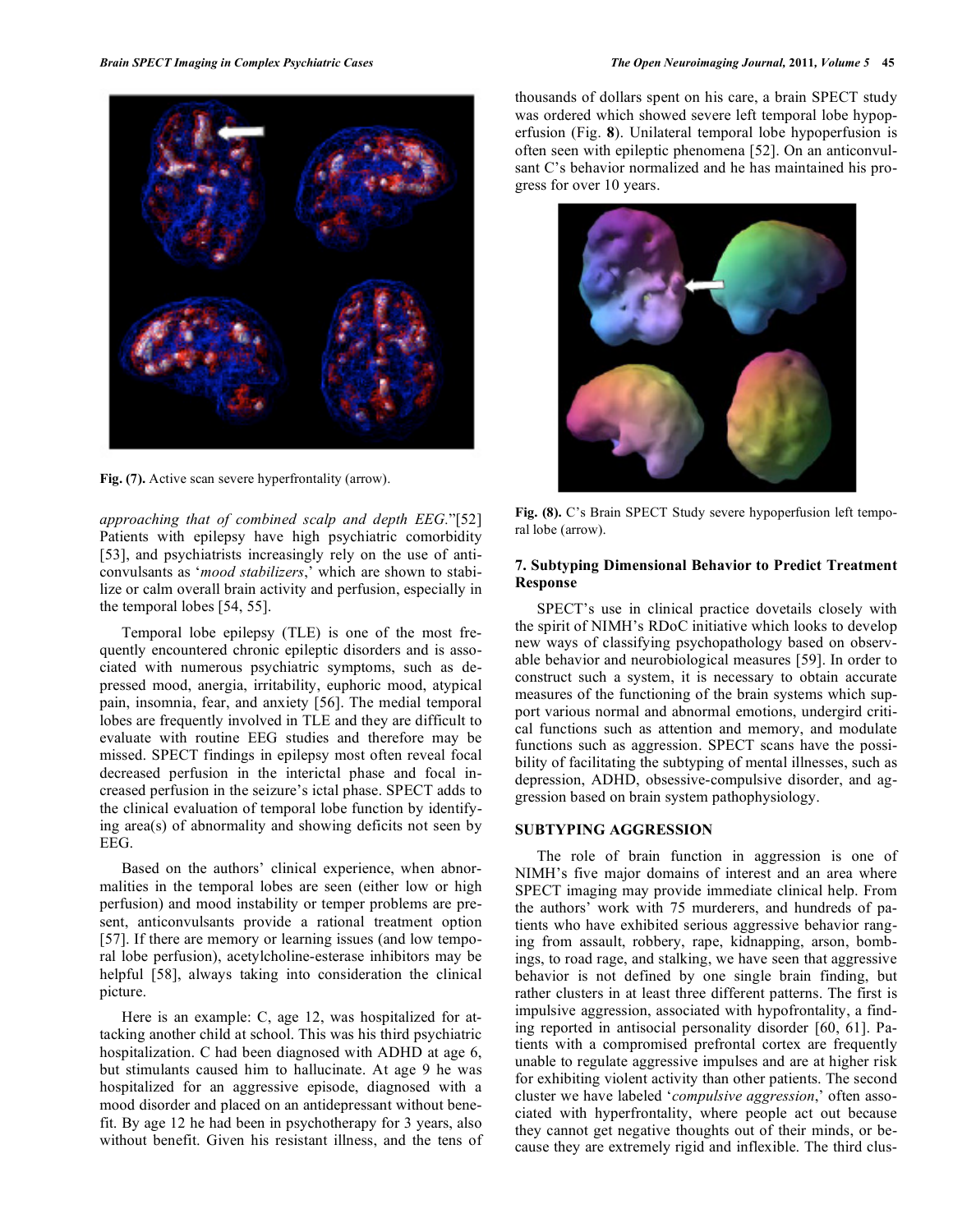Fig. (7). Active scan severe hyperfrontality (arrow).

*approaching that of combined scalp and depth EEG.*"[52] Patients with epilepsy have high psychiatric comorbidity [53], and psychiatrists increasingly rely on the use of anticonvulsants as '*mood stabilizers*,' which are shown to stabilize or calm overall brain activity and perfusion, especially in the temporal lobes [54, 55].

Temporal lobe epilepsy (TLE) is one of the most frequently encountered chronic epileptic disorders and is associated with numerous psychiatric symptoms, such as depressed mood, anergia, irritability, euphoric mood, atypical pain, insomnia, fear, and anxiety [56]. The medial temporal lobes are frequently involved in TLE and they are difficult to evaluate with routine EEG studies and therefore may be missed. SPECT findings in epilepsy most often reveal focal decreased perfusion in the interictal phase and focal increased perfusion in the seizure's ictal phase. SPECT adds to the clinical evaluation of temporal lobe function by identifying area(s) of abnormality and showing deficits not seen by EEG.

Based on the authors' clinical experience, when abnormalities in the temporal lobes are seen (either low or high perfusion) and mood instability or temper problems are present, anticonvulsants provide a rational treatment option [57]. If there are memory or learning issues (and low temporal lobe perfusion), acetylcholine-esterase inhibitors may be helpful [58], always taking into consideration the clinical picture.

Here is an example: C, age 12, was hospitalized for attacking another child at school. This was his third psychiatric hospitalization. C had been diagnosed with ADHD at age 6, but stimulants caused him to hallucinate. At age 9 he was hospitalized for an aggressive episode, diagnosed with a mood disorder and placed on an antidepressant without benefit. By age 12 he had been in psychotherapy for 3 years, also without benefit. Given his resistant illness, and the tens of thousands of dollars spent on his care, a brain SPECT study was ordered which showed severe left temporal lobe hypoperfusion (Fig. **8**). Unilateral temporal lobe hypoperfusion is often seen with epileptic phenomena [52]. On an anticonvulsant C's behavior normalized and he has maintained his progress for over 10 years.

Fig. (8). C's Brain SPECT Study severe hypoperfusion left temporal lobe (arrow).

## 7. Subtyping Dimensional Behavior to Predict Treatment Response

SPECT's use in clinical practice dovetails closely with the spirit of NIMH's RDoC initiative which looks to develop new ways of classifying psychopathology based on observable behavior and neurobiological measures [59]. In order to construct such a system, it is necessary to obtain accurate measures of the functioning of the brain systems which support various normal and abnormal emotions, undergird critical functions such as attention and memory, and modulate functions such as aggression. SPECT scans have the possibility of facilitating the subtyping of mental illnesses, such as depression, ADHD, obsessive-compulsive disorder, and aggression based on brain system pathophysiology.

## SUBTYPING AGGRESSION

The role of brain function in aggression is one of NIMH's five major domains of interest and an area where SPECT imaging may provide immediate clinical help. From the authors' work with 75 murderers, and hundreds of patients who have exhibited serious aggressive behavior ranging from assault, robbery, rape, kidnapping, arson, bombings, to road rage, and stalking, we have seen that aggressive behavior is not defined by one single brain finding, but rather clusters in at least three different patterns. The first is impulsive aggression, associated with hypofrontality, a finding reported in antisocial personality disorder [60, 61]. Patients with a compromised prefrontal cortex are frequently unable to regulate aggressive impulses and are at higher risk for exhibiting violent activity than other patients. The second cluster we have labeled '*compulsive aggression*,' often associated with hyperfrontality, where people act out because they cannot get negative thoughts out of their minds, or because they are extremely rigid and inflexible. The third clus-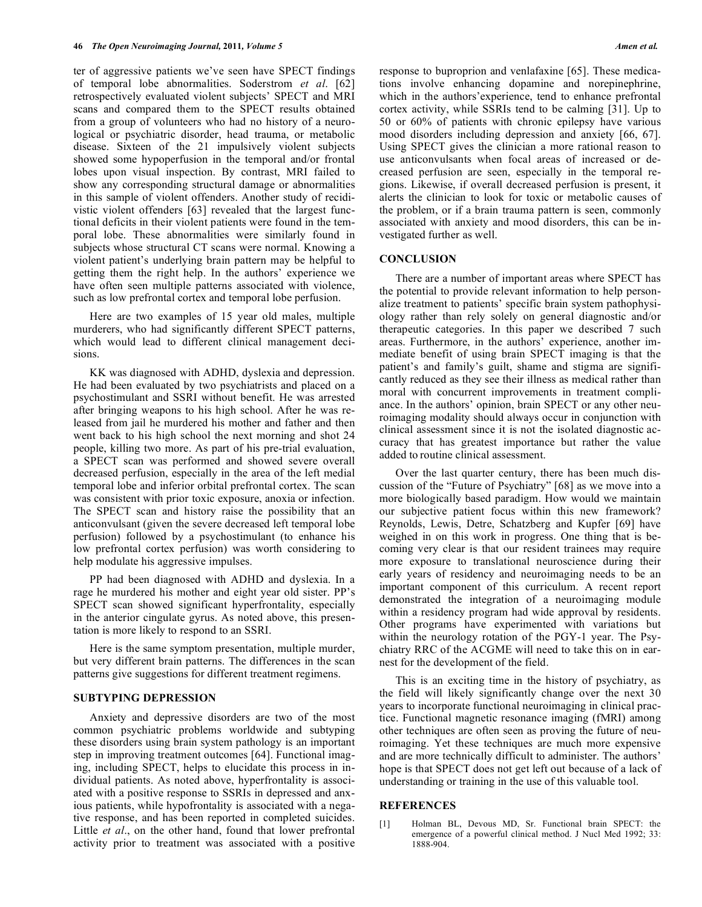ter of aggressive patients we've seen have SPECT findings of temporal lobe abnormalities. Soderstrom *et al*. [62] retrospectively evaluated violent subjects' SPECT and MRI scans and compared them to the SPECT results obtained from a group of volunteers who had no history of a neurological or psychiatric disorder, head trauma, or metabolic disease. Sixteen of the 21 impulsively violent subjects showed some hypoperfusion in the temporal and/or frontal lobes upon visual inspection. By contrast, MRI failed to show any corresponding structural damage or abnormalities in this sample of violent offenders. Another study of recidivistic violent offenders [63] revealed that the largest functional deficits in their violent patients were found in the temporal lobe. These abnormalities were similarly found in subjects whose structural CT scans were normal. Knowing a violent patient's underlying brain pattern may be helpful to getting them the right help. In the authors' experience we have often seen multiple patterns associated with violence, such as low prefrontal cortex and temporal lobe perfusion.

Here are two examples of 15 year old males, multiple murderers, who had significantly different SPECT patterns, which would lead to different clinical management decisions.

KK was diagnosed with ADHD, dyslexia and depression. He had been evaluated by two psychiatrists and placed on a psychostimulant and SSRI without benefit. He was arrested after bringing weapons to his high school. After he was released from jail he murdered his mother and father and then went back to his high school the next morning and shot 24 people, killing two more. As part of his pre-trial evaluation, a SPECT scan was performed and showed severe overall decreased perfusion, especially in the area of the left medial temporal lobe and inferior orbital prefrontal cortex. The scan was consistent with prior toxic exposure, anoxia or infection. The SPECT scan and history raise the possibility that an anticonvulsant (given the severe decreased left temporal lobe perfusion) followed by a psychostimulant (to enhance his low prefrontal cortex perfusion) was worth considering to help modulate his aggressive impulses.

PP had been diagnosed with ADHD and dyslexia. In a rage he murdered his mother and eight year old sister. PP's SPECT scan showed significant hyperfrontality, especially in the anterior cingulate gyrus. As noted above, this presentation is more likely to respond to an SSRI.

Here is the same symptom presentation, multiple murder, but very different brain patterns. The differences in the scan patterns give suggestions for different treatment regimens.

## SUBTYPING DEPRESSION

Anxiety and depressive disorders are two of the most common psychiatric problems worldwide and subtyping these disorders using brain system pathology is an important step in improving treatment outcomes [64]. Functional imaging, including SPECT, helps to elucidate this process in individual patients. As noted above, hyperfrontality is associated with a positive response to SSRIs in depressed and anxious patients, while hypofrontality is associated with a negative response, and has been reported in completed suicides. Little *et al*., on the other hand, found that lower prefrontal activity prior to treatment was associated with a positive response to buproprion and venlafaxine [65]. These medications involve enhancing dopamine and norepinephrine, which in the authors'experience, tend to enhance prefrontal cortex activity, while SSRIs tend to be calming [31]. Up to 50 or 60% of patients with chronic epilepsy have various mood disorders including depression and anxiety [66, 67]. Using SPECT gives the clinician a more rational reason to use anticonvulsants when focal areas of increased or decreased perfusion are seen, especially in the temporal regions. Likewise, if overall decreased perfusion is present, it alerts the clinician to look for toxic or metabolic causes of the problem, or if a brain trauma pattern is seen, commonly associated with anxiety and mood disorders, this can be investigated further as well.

## CONCLUSION

There are a number of important areas where SPECT has the potential to provide relevant information to help personalize treatment to patients' specific brain system pathophysiology rather than rely solely on general diagnostic and/or therapeutic categories. In this paper we described 7 such areas. Furthermore, in the authors' experience, another immediate benefit of using brain SPECT imaging is that the patient's and family's guilt, shame and stigma are significantly reduced as they see their illness as medical rather than moral with concurrent improvements in treatment compliance. In the authors' opinion, brain SPECT or any other neuroimaging modality should always occur in conjunction with clinical assessment since it is not the isolated diagnostic accuracy that has greatest importance but rather the value added to routine clinical assessment.

Over the last quarter century, there has been much discussion of the "Future of Psychiatry" [68] as we move into a more biologically based paradigm. How would we maintain our subjective patient focus within this new framework? Reynolds, Lewis, Detre, Schatzberg and Kupfer [69] have weighed in on this work in progress. One thing that is becoming very clear is that our resident trainees may require more exposure to translational neuroscience during their early years of residency and neuroimaging needs to be an important component of this curriculum. A recent report demonstrated the integration of a neuroimaging module within a residency program had wide approval by residents. Other programs have experimented with variations but within the neurology rotation of the PGY-1 year. The Psychiatry RRC of the ACGME will need to take this on in earnest for the development of the field.

This is an exciting time in the history of psychiatry, as the field will likely significantly change over the next 30 years to incorporate functional neuroimaging in clinical practice. Functional magnetic resonance imaging (fMRI) among other techniques are often seen as proving the future of neuroimaging. Yet these techniques are much more expensive and are more technically difficult to administer. The authors' hope is that SPECT does not get left out because of a lack of understanding or training in the use of this valuable tool.

## REFERENCES

[1] Holman BL, Devous MD, Sr. Functional brain SPECT: the emergence of a powerful clinical method. J Nucl Med 1992; 33: 1888-904.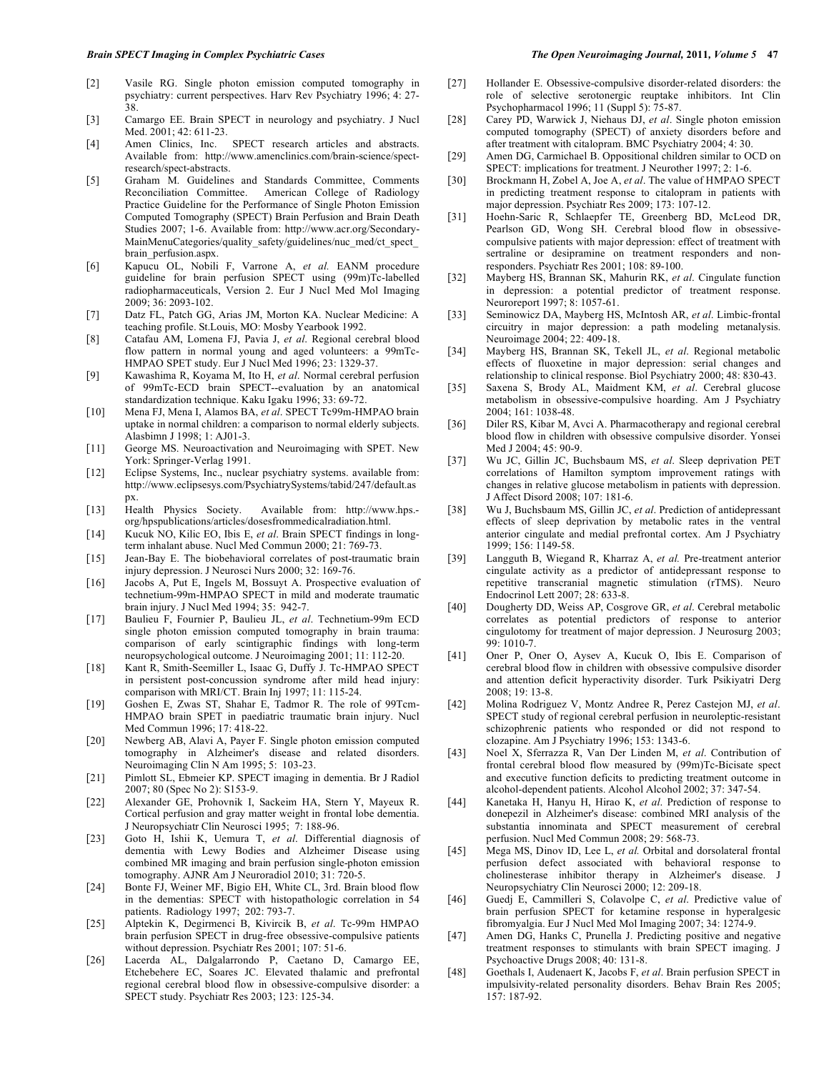[2] Vasile RG. Single photon emission computed tomography in psychiatry: current perspectives. Harv Rev Psychiatry 1996; 4: 27-38.

[3] Camargo EE. Brain SPECT in neurology and psychiatry. J Nucl Med. 2001; 42: 611-23.

[4] Amen Clinics, Inc. SPECT research articles and abstracts. Available from: http://www.amenclinics.com/brain-science/spect-research/spect-abstracts.

[5] Graham M. Guidelines and Standards Committee, Comments Reconciliation Committee. American College of Radiology Practice Guideline for the Performance of Single Photon Emission Computed Tomography (SPECT) Brain Perfusion and Brain Death Studies 2007; 1-6. Available from: http://www.acr.org/Secondary-MainMenuCategories/quality_safety/guidelines/nuc_med/ct_spect_brain_perfusion.aspx.

[6] Kapucu OL, Nobili F, Varrone A, *et al.* EANM procedure guideline for brain perfusion SPECT using (99m)Tc-labelled radiopharmaceuticals, Version 2. Eur J Nucl Med Mol Imaging 2009; 36: 2093-102.

[7] Datz FL, Patch GG, Arias JM, Morton KA. Nuclear Medicine: A teaching profile. St.Louis, MO: Mosby Yearbook 1992.

[8] Catafau AM, Lomena FJ, Pavia J, *et al*. Regional cerebral blood flow pattern in normal young and aged volunteers: a 99mTc-HMPAO SPET study. Eur J Nucl Med 1996; 23: 1329-37.

[9] Kawashima R, Koyama M, Ito H, *et al*. Normal cerebral perfusion of 99mTc-ECD brain SPECT--evaluation by an anatomical standardization technique. Kaku Igaku 1996; 33: 69-72.

[10] Mena FJ, Mena I, Alamos BA, *et al*. SPECT Tc99m-HMPAO brain uptake in normal children: a comparison to normal elderly subjects. Alasbimn J 1998; 1: AJ01-3.

[11] George MS. Neuroactivation and Neuroimaging with SPET. New York: Springer-Verlag 1991.

[12] Eclipse Systems, Inc., nuclear psychiatry systems. available from: http://www.eclipsesys.com/PsychiatrySystems/tabid/247/default.aspx.

[13] Health Physics Society. Available from: http://www.hps.-org/hpspublications/articles/dosesfrommedicalradiation.html.

[14] Kucuk NO, Kilic EO, Ibis E, *et al*. Brain SPECT findings in long-term inhalant abuse. Nucl Med Commun 2000; 21: 769-73.

[15] Jean-Bay E. The biobehavioral correlates of post-traumatic brain injury depression. J Neurosci Nurs 2000; 32: 169-76.

[16] Jacobs A, Put E, Ingels M, Bossuyt A. Prospective evaluation of technetium-99m-HMPAO SPECT in mild and moderate traumatic brain injury. J Nucl Med 1994; 35: 942-7.

[17] Baulieu F, Fournier P, Baulieu JL, *et al*. Technetium-99m ECD single photon emission computed tomography in brain trauma: comparison of early scintigraphic findings with long-term neuropsychological outcome. J Neuroimaging 2001; 11: 112-20.

[18] Kant R, Smith-Seemiller L, Isaac G, Duffy J. Tc-HMPAO SPECT in persistent post-concussion syndrome after mild head injury: comparison with MRI/CT. Brain Inj 1997; 11: 115-24.

[19] Goshen E, Zwas ST, Shahar E, Tadmor R. The role of 99Tcm-HMPAO brain SPET in paediatric traumatic brain injury. Nucl Med Commun 1996; 17: 418-22.

[20] Newberg AB, Alavi A, Payer F. Single photon emission computed tomography in Alzheimer's disease and related disorders. Neuroimaging Clin N Am 1995; 5: 103-23.

[21] Pimlott SL, Ebmeier KP. SPECT imaging in dementia. Br J Radiol 2007; 80 (Spec No 2): S153-9.

[22] Alexander GE, Prohovnik I, Sackeim HA, Stern Y, Mayeux R. Cortical perfusion and gray matter weight in frontal lobe dementia. J Neuropsychiatr Clin Neurosci 1995; 7: 188-96.

[23] Goto H, Ishii K, Uemura T, *et al*. Differential diagnosis of dementia with Lewy Bodies and Alzheimer Disease using combined MR imaging and brain perfusion single-photon emission tomography. AJNR Am J Neuroradiol 2010; 31: 720-5.

[24] Bonte FJ, Weiner MF, Bigio EH, White CL, 3rd. Brain blood flow in the dementias: SPECT with histopathologic correlation in 54 patients. Radiology 1997; 202: 793-7.

[25] Alptekin K, Degirmenci B, Kivircik B, *et al*. Tc-99m HMPAO brain perfusion SPECT in drug-free obsessive-compulsive patients without depression. Psychiatr Res 2001; 107: 51-6.

[26] Lacerda AL, Dalgalarrondo P, Caetano D, Camargo EE, Etchebehere EC, Soares JC. Elevated thalamic and prefrontal regional cerebral blood flow in obsessive-compulsive disorder: a SPECT study. Psychiatr Res 2003; 123: 125-34.

[27] Hollander E. Obsessive-compulsive disorder-related disorders: the role of selective serotonergic reuptake inhibitors. Int Clin Psychopharmacol 1996; 11 (Suppl 5): 75-87.

[28] Carey PD, Warwick J, Niehaus DJ, *et al*. Single photon emission computed tomography (SPECT) of anxiety disorders before and after treatment with citalopram. BMC Psychiatry 2004; 4: 30.

[29] Amen DG, Carmichael B. Oppositional children similar to OCD on SPECT: implications for treatment. J Neurother 1997; 2: 1-6.

[30] Brockmann H, Zobel A, Joe A, *et al*. The value of HMPAO SPECT in predicting treatment response to citalopram in patients with major depression. Psychiatr Res 2009; 173: 107-12.

[31] Hoehn-Saric R, Schlaepfer TE, Greenberg BD, McLeod DR, Pearlson GD, Wong SH. Cerebral blood flow in obsessive-compulsive patients with major depression: effect of treatment with sertraline or desipramine on treatment responders and non-responders. Psychiatr Res 2001; 108: 89-100.

[32] Mayberg HS, Brannan SK, Mahurin RK, *et al*. Cingulate function in depression: a potential predictor of treatment response. Neuroreport 1997; 8: 1057-61.

[33] Seminowicz DA, Mayberg HS, McIntosh AR, *et al*. Limbic-frontal circuitry in major depression: a path modeling metanalysis. Neuroimage 2004; 22: 409-18.

[34] Mayberg HS, Brannan SK, Tekell JL, *et al*. Regional metabolic effects of fluoxetine in major depression: serial changes and relationship to clinical response. Biol Psychiatry 2000; 48: 830-43.

[35] Saxena S, Brody AL, Maidment KM, *et al*. Cerebral glucose metabolism in obsessive-compulsive hoarding. Am J Psychiatry 2004; 161: 1038-48.

[36] Diler RS, Kibar M, Avci A. Pharmacotherapy and regional cerebral blood flow in children with obsessive compulsive disorder. Yonsei Med J 2004; 45: 90-9.

[37] Wu JC, Gillin JC, Buchsbaum MS, *et al*. Sleep deprivation PET correlations of Hamilton symptom improvement ratings with changes in relative glucose metabolism in patients with depression. J Affect Disord 2008; 107: 181-6.

[38] Wu J, Buchsbaum MS, Gillin JC, *et al*. Prediction of antidepressant effects of sleep deprivation by metabolic rates in the ventral anterior cingulate and medial prefrontal cortex. Am J Psychiatry 1999; 156: 1149-58.

[39] Langguth B, Wiegand R, Kharraz A, *et al.* Pre-treatment anterior cingulate activity as a predictor of antidepressant response to repetitive transcranial magnetic stimulation (rTMS). Neuro Endocrinol Lett 2007; 28: 633-8.

[40] Dougherty DD, Weiss AP, Cosgrove GR, *et al*. Cerebral metabolic correlates as potential predictors of response to anterior cingulotomy for treatment of major depression. J Neurosurg 2003; 99: 1010-7.

[41] Oner P, Oner O, Aysev A, Kucuk O, Ibis E. Comparison of cerebral blood flow in children with obsessive compulsive disorder and attention deficit hyperactivity disorder. Turk Psikiyatri Derg 2008; 19: 13-8.

[42] Molina Rodriguez V, Montz Andree R, Perez Castejon MJ, *et al*. SPECT study of regional cerebral perfusion in neuroleptic-resistant schizophrenic patients who responded or did not respond to clozapine. Am J Psychiatry 1996; 153: 1343-6.

[43] Noel X, Sferrazza R, Van Der Linden M, *et al*. Contribution of frontal cerebral blood flow measured by (99m)Tc-Bicisate spect and executive function deficits to predicting treatment outcome in alcohol-dependent patients. Alcohol Alcohol 2002; 37: 347-54.

[44] Kanetaka H, Hanyu H, Hirao K, *et al*. Prediction of response to donepezil in Alzheimer's disease: combined MRI analysis of the substantia innominata and SPECT measurement of cerebral perfusion. Nucl Med Commun 2008; 29: 568-73.

[45] Mega MS, Dinov ID, Lee L, *et al.* Orbital and dorsolateral frontal perfusion defect associated with behavioral response to cholinesterase inhibitor therapy in Alzheimer's disease. J Neuropsychiatry Clin Neurosci 2000; 12: 209-18.

[46] Guedj E, Cammilleri S, Colavolpe C, *et al*. Predictive value of brain perfusion SPECT for ketamine response in hyperalgesic fibromyalgia. Eur J Nucl Med Mol Imaging 2007; 34: 1274-9.

[47] Amen DG, Hanks C, Prunella J. Predicting positive and negative treatment responses to stimulants with brain SPECT imaging. J Psychoactive Drugs 2008; 40: 131-8.

[48] Goethals I, Audenaert K, Jacobs F, *et al*. Brain perfusion SPECT in impulsivity-related personality disorders. Behav Brain Res 2005; 157: 187-92.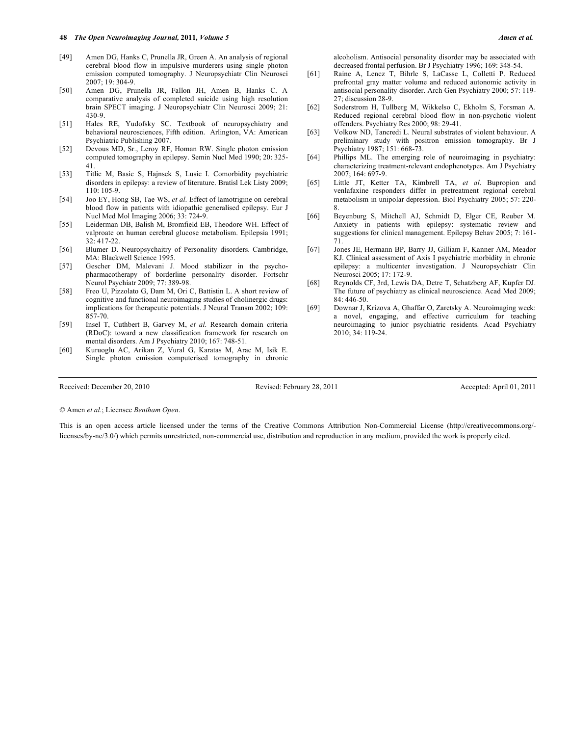[49] Amen DG, Hanks C, Prunella JR, Green A. An analysis of regional cerebral blood flow in impulsive murderers using single photon emission computed tomography. J Neuropsychiatr Clin Neurosci 2007; 19: 304-9.

[50] Amen DG, Prunella JR, Fallon JH, Amen B, Hanks C. A comparative analysis of completed suicide using high resolution brain SPECT imaging. J Neuropsychiatr Clin Neurosci 2009; 21: 430-9.

[51] Hales RE, Yudofsky SC. Textbook of neuropsychiatry and behavioral neurosciences, Fifth edition. Arlington, VA: American Psychiatric Publishing 2007.

[52] Devous MD, Sr., Leroy RF, Homan RW. Single photon emission computed tomography in epilepsy. Semin Nucl Med 1990; 20: 325-41.

[53] Titlic M, Basic S, Hajnsek S, Lusic I. Comorbidity psychiatric disorders in epilepsy: a review of literature. Bratisl Lek Listy 2009; 110: 105-9.

[54] Joo EY, Hong SB, Tae WS, *et al*. Effect of lamotrigine on cerebral blood flow in patients with idiopathic generalised epilepsy. Eur J Nucl Med Mol Imaging 2006; 33: 724-9.

[55] Leiderman DB, Balish M, Bromfield EB, Theodore WH. Effect of valproate on human cerebral glucose metabolism. Epilepsia 1991; 32: 417-22.

[56] Blumer D. Neuropsychaitry of Personality disorders. Cambridge, MA: Blackwell Science 1995.

[57] Gescher DM, Malevani J. Mood stabilizer in the psycho-pharmacotherapy of borderline personality disorder. Fortschr Neurol Psychiatr 2009; 77: 389-98.

[58] Freo U, Pizzolato G, Dam M, Ori C, Battistin L. A short review of cognitive and functional neuroimaging studies of cholinergic drugs: implications for therapeutic potentials. J Neural Transm 2002; 109: 857-70.

[59] Insel T, Cuthbert B, Garvey M, *et al*. Research domain criteria (RDoC): toward a new classification framework for research on mental disorders. Am J Psychiatry 2010; 167: 748-51.

[60] Kuruoglu AC, Arikan Z, Vural G, Karatas M, Arac M, Isik E. Single photon emission computerised tomography in chronic alcoholism. Antisocial personality disorder may be associated with decreased frontal perfusion. Br J Psychiatry 1996; 169: 348-54.

[61] Raine A, Lencz T, Bihrle S, LaCasse L, Colletti P. Reduced prefrontal gray matter volume and reduced autonomic activity in antisocial personality disorder. Arch Gen Psychiatry 2000; 57: 119-27; discussion 28-9.

[62] Soderstrom H, Tullberg M, Wikkelso C, Ekholm S, Forsman A. Reduced regional cerebral blood flow in non-psychotic violent offenders. Psychiatry Res 2000; 98: 29-41.

[63] Volkow ND, Tancredi L. Neural substrates of violent behaviour. A preliminary study with positron emission tomography. Br J Psychiatry 1987; 151: 668-73.

[64] Phillips ML. The emerging role of neuroimaging in psychiatry: characterizing treatment-relevant endophenotypes. Am J Psychiatry 2007; 164: 697-9.

[65] Little JT, Ketter TA, Kimbrell TA, *et al*. Bupropion and venlafaxine responders differ in pretreatment regional cerebral metabolism in unipolar depression. Biol Psychiatry 2005; 57: 220-8.

[66] Beyenburg S, Mitchell AJ, Schmidt D, Elger CE, Reuber M. Anxiety in patients with epilepsy: systematic review and suggestions for clinical management. Epilepsy Behav 2005; 7: 161-71.

[67] Jones JE, Hermann BP, Barry JJ, Gilliam F, Kanner AM, Meador KJ. Clinical assessment of Axis I psychiatric morbidity in chronic epilepsy: a multicenter investigation. J Neuropsychiatr Clin Neurosci 2005; 17: 172-9.

[68] Reynolds CF, 3rd, Lewis DA, Detre T, Schatzberg AF, Kupfer DJ. The future of psychiatry as clinical neuroscience. Acad Med 2009; 84: 446-50.

[69] Downar J, Krizova A, Ghaffar O, Zaretsky A. Neuroimaging week: a novel, engaging, and effective curriculum for teaching neuroimaging to junior psychiatric residents. Acad Psychiatry 2010; 34: 119-24.

Received: December 20, 2010 Revised: February 28, 2011 Accepted: April 01, 2011

© Amen *et al.*; Licensee *Bentham Open*.

This is an open access article licensed under the terms of the Creative Commons Attribution Non-Commercial License (http://creativecommons.org/-licenses/by-nc/3.0/) which permits unrestricted, non-commercial use, distribution and reproduction in any medium, provided the work is properly cited.